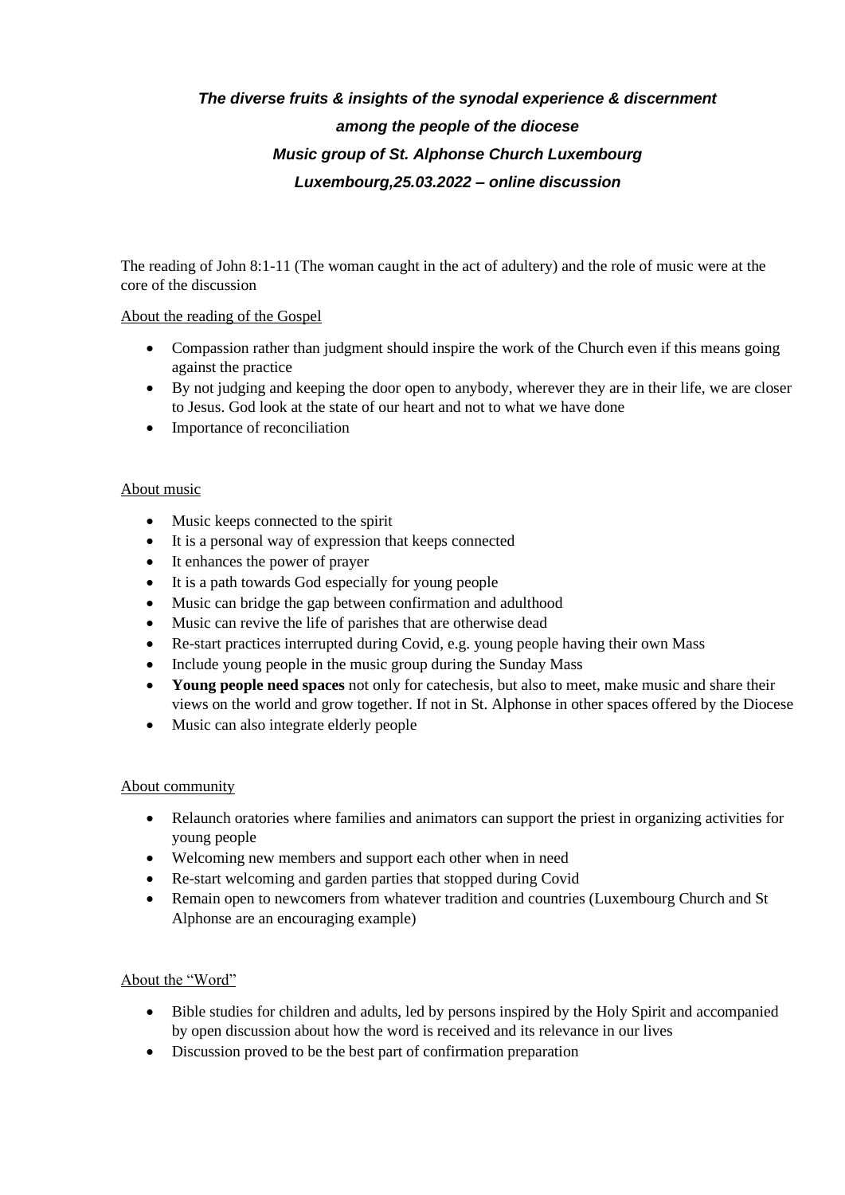***The diverse fruits & insights of the synodal experience & discernment***

***among the people of the diocese***

***Music group of St. Alphonse Church Luxembourg***

***Luxembourg,25.03.2022 – online discussion***

The reading of John 8:1-11 (The woman caught in the act of adultery) and the role of music were at the core of the discussion

<u>About the reading of the Gospel</u>

- Compassion rather than judgment should inspire the work of the Church even if this means going against the practice
- By not judging and keeping the door open to anybody, wherever they are in their life, we are closer to Jesus. God look at the state of our heart and not to what we have done
- Importance of reconciliation

<u>About music</u>

- Music keeps connected to the spirit
- It is a personal way of expression that keeps connected
- It enhances the power of prayer
- It is a path towards God especially for young people
- Music can bridge the gap between confirmation and adulthood
- Music can revive the life of parishes that are otherwise dead
- Re-start practices interrupted during Covid, e.g. young people having their own Mass
- Include young people in the music group during the Sunday Mass
- **Young people need spaces** not only for catechesis, but also to meet, make music and share their views on the world and grow together. If not in St. Alphonse in other spaces offered by the Diocese
- Music can also integrate elderly people

<u>About community</u>

- Relaunch oratories where families and animators can support the priest in organizing activities for young people
- Welcoming new members and support each other when in need
- Re-start welcoming and garden parties that stopped during Covid
- Remain open to newcomers from whatever tradition and countries (Luxembourg Church and St Alphonse are an encouraging example)

<u>About the "Word"</u>

- Bible studies for children and adults, led by persons inspired by the Holy Spirit and accompanied by open discussion about how the word is received and its relevance in our lives
- Discussion proved to be the best part of confirmation preparation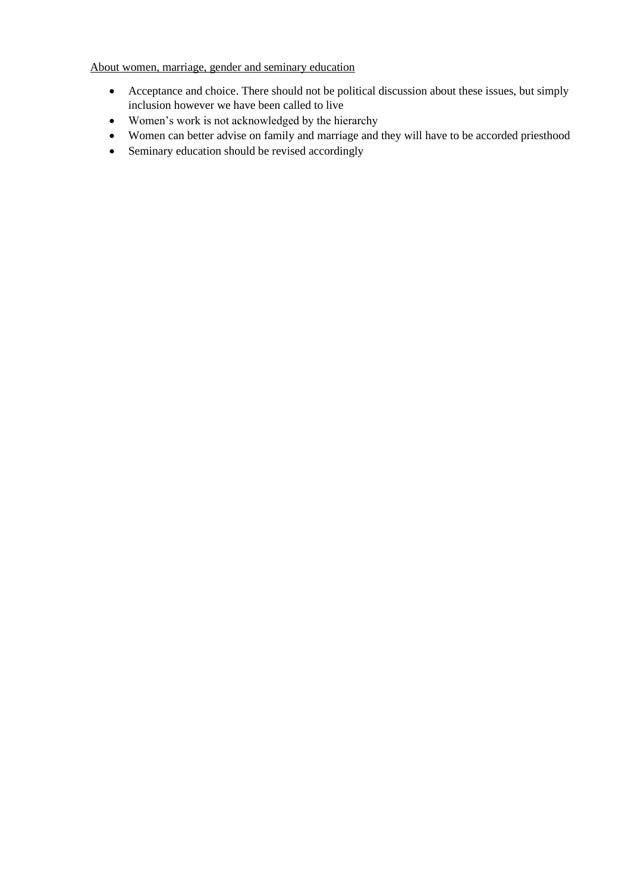<u>About women, marriage, gender and seminary education</u>

- Acceptance and choice. There should not be political discussion about these issues, but simply inclusion however we have been called to live
- Women's work is not acknowledged by the hierarchy
- Women can better advise on family and marriage and they will have to be accorded priesthood
- Seminary education should be revised accordingly